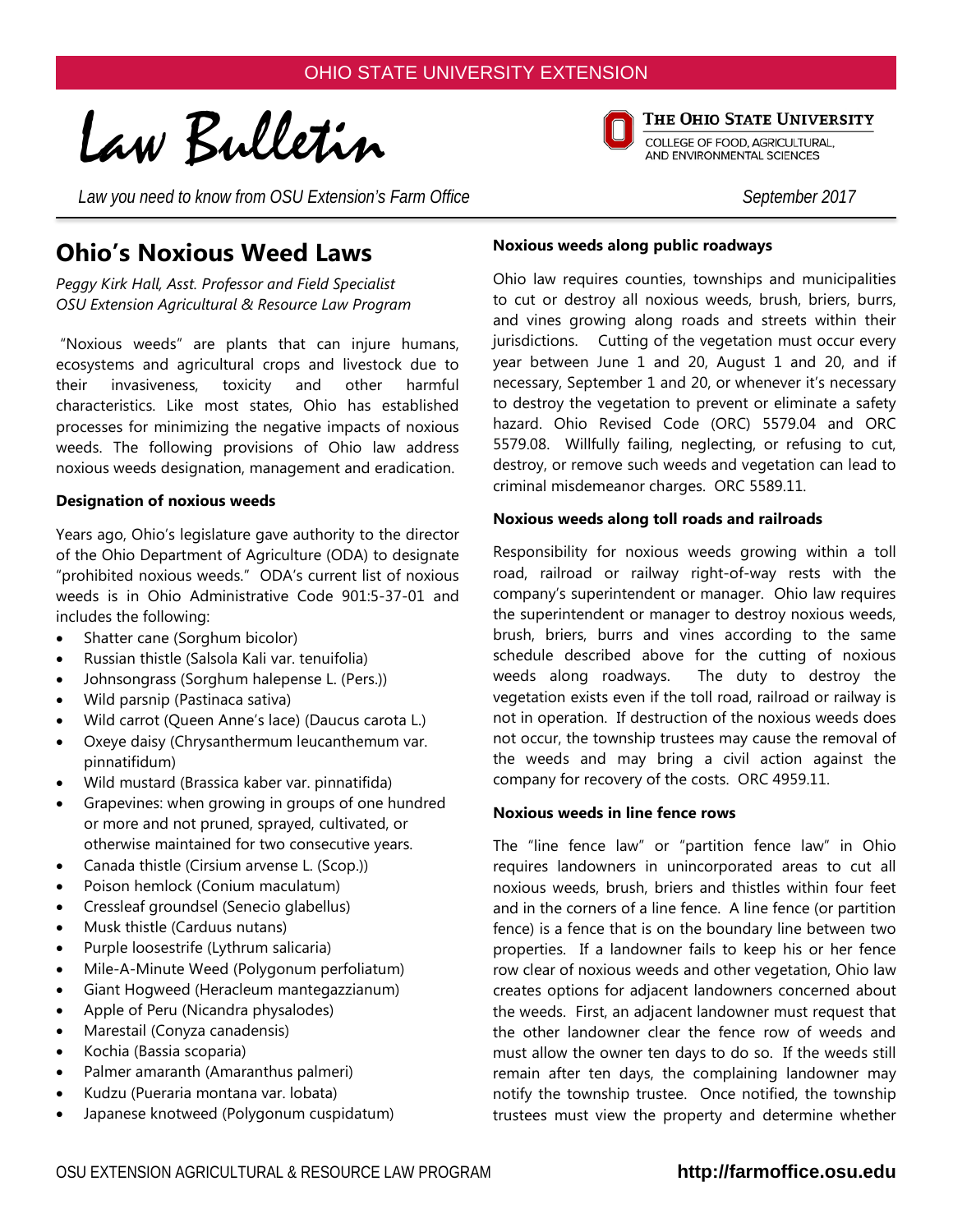OHIO STATE UNIVERSITY EXTENSION

# Law Bulletin

THE OHIO STATE UNIVERSITY
COLLEGE OF FOOD, AGRICULTURAL, AND ENVIRONMENTAL SCIENCES

*Law you need to know from OSU Extension's Farm Office* — *September 2017*

## Ohio's Noxious Weed Laws

*Peggy Kirk Hall, Asst. Professor and Field Specialist*
*OSU Extension Agricultural & Resource Law Program*

"Noxious weeds" are plants that can injure humans, ecosystems and agricultural crops and livestock due to their invasiveness, toxicity and other harmful characteristics. Like most states, Ohio has established processes for minimizing the negative impacts of noxious weeds. The following provisions of Ohio law address noxious weeds designation, management and eradication.

**Designation of noxious weeds**

Years ago, Ohio's legislature gave authority to the director of the Ohio Department of Agriculture (ODA) to designate "prohibited noxious weeds." ODA's current list of noxious weeds is in Ohio Administrative Code 901:5-37-01 and includes the following:

- Shatter cane (Sorghum bicolor)
- Russian thistle (Salsola Kali var. tenuifolia)
- Johnsongrass (Sorghum halepense L. (Pers.))
- Wild parsnip (Pastinaca sativa)
- Wild carrot (Queen Anne's lace) (Daucus carota L.)
- Oxeye daisy (Chrysanthemum leucanthemum var. pinnatifidum)
- Wild mustard (Brassica kaber var. pinnatifida)
- Grapevines: when growing in groups of one hundred or more and not pruned, sprayed, cultivated, or otherwise maintained for two consecutive years.
- Canada thistle (Cirsium arvense L. (Scop.))
- Poison hemlock (Conium maculatum)
- Cressleaf groundsel (Senecio glabellus)
- Musk thistle (Carduus nutans)
- Purple loosestrife (Lythrum salicaria)
- Mile-A-Minute Weed (Polygonum perfoliatum)
- Giant Hogweed (Heracleum mantegazzianum)
- Apple of Peru (Nicandra physalodes)
- Marestail (Conyza canadensis)
- Kochia (Bassia scoparia)
- Palmer amaranth (Amaranthus palmeri)
- Kudzu (Pueraria montana var. lobata)
- Japanese knotweed (Polygonum cuspidatum)

**Noxious weeds along public roadways**

Ohio law requires counties, townships and municipalities to cut or destroy all noxious weeds, brush, briers, burrs, and vines growing along roads and streets within their jurisdictions. Cutting of the vegetation must occur every year between June 1 and 20, August 1 and 20, and if necessary, September 1 and 20, or whenever it's necessary to destroy the vegetation to prevent or eliminate a safety hazard. Ohio Revised Code (ORC) 5579.04 and ORC 5579.08. Willfully failing, neglecting, or refusing to cut, destroy, or remove such weeds and vegetation can lead to criminal misdemeanor charges. ORC 5589.11.

**Noxious weeds along toll roads and railroads**

Responsibility for noxious weeds growing within a toll road, railroad or railway right-of-way rests with the company's superintendent or manager. Ohio law requires the superintendent or manager to destroy noxious weeds, brush, briers, burrs and vines according to the same schedule described above for the cutting of noxious weeds along roadways. The duty to destroy the vegetation exists even if the toll road, railroad or railway is not in operation. If destruction of the noxious weeds does not occur, the township trustees may cause the removal of the weeds and may bring a civil action against the company for recovery of the costs. ORC 4959.11.

**Noxious weeds in line fence rows**

The "line fence law" or "partition fence law" in Ohio requires landowners in unincorporated areas to cut all noxious weeds, brush, briers and thistles within four feet and in the corners of a line fence. A line fence (or partition fence) is a fence that is on the boundary line between two properties. If a landowner fails to keep his or her fence row clear of noxious weeds and other vegetation, Ohio law creates options for adjacent landowners concerned about the weeds. First, an adjacent landowner must request that the other landowner clear the fence row of weeds and must allow the owner ten days to do so. If the weeds still remain after ten days, the complaining landowner may notify the township trustee. Once notified, the township trustees must view the property and determine whether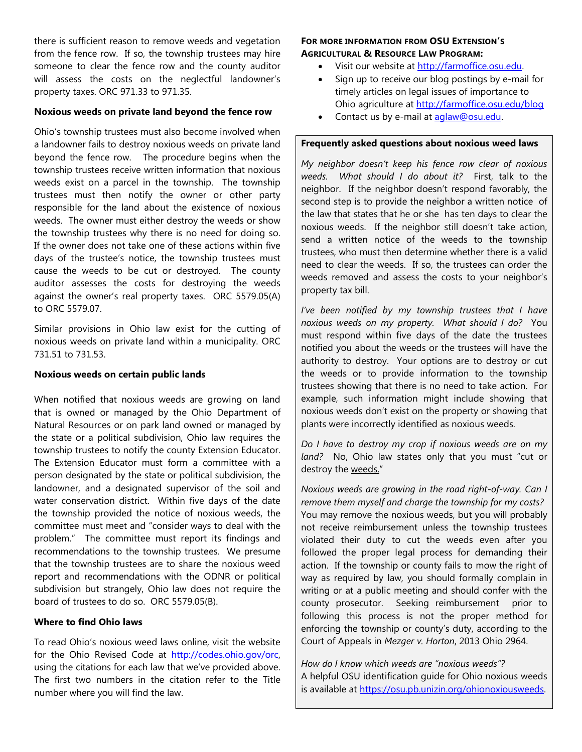there is sufficient reason to remove weeds and vegetation from the fence row. If so, the township trustees may hire someone to clear the fence row and the county auditor will assess the costs on the neglectful landowner's property taxes. ORC 971.33 to 971.35.

**Noxious weeds on private land beyond the fence row**

Ohio's township trustees must also become involved when a landowner fails to destroy noxious weeds on private land beyond the fence row. The procedure begins when the township trustees receive written information that noxious weeds exist on a parcel in the township. The township trustees must then notify the owner or other party responsible for the land about the existence of noxious weeds. The owner must either destroy the weeds or show the township trustees why there is no need for doing so. If the owner does not take one of these actions within five days of the trustee's notice, the township trustees must cause the weeds to be cut or destroyed. The county auditor assesses the costs for destroying the weeds against the owner's real property taxes. ORC 5579.05(A) to ORC 5579.07.

Similar provisions in Ohio law exist for the cutting of noxious weeds on private land within a municipality. ORC 731.51 to 731.53.

**Noxious weeds on certain public lands**

When notified that noxious weeds are growing on land that is owned or managed by the Ohio Department of Natural Resources or on park land owned or managed by the state or a political subdivision, Ohio law requires the township trustees to notify the county Extension Educator. The Extension Educator must form a committee with a person designated by the state or political subdivision, the landowner, and a designated supervisor of the soil and water conservation district. Within five days of the date the township provided the notice of noxious weeds, the committee must meet and "consider ways to deal with the problem." The committee must report its findings and recommendations to the township trustees. We presume that the township trustees are to share the noxious weed report and recommendations with the ODNR or political subdivision but strangely, Ohio law does not require the board of trustees to do so. ORC 5579.05(B).

**Where to find Ohio laws**

To read Ohio's noxious weed laws online, visit the website for the Ohio Revised Code at http://codes.ohio.gov/orc, using the citations for each law that we've provided above. The first two numbers in the citation refer to the Title number where you will find the law.

**For more information from OSU Extension's Agricultural & Resource Law Program:**

- Visit our website at http://farmoffice.osu.edu.
- Sign up to receive our blog postings by e-mail for timely articles on legal issues of importance to Ohio agriculture at http://farmoffice.osu.edu/blog
- Contact us by e-mail at aglaw@osu.edu.

**Frequently asked questions about noxious weed laws**

*My neighbor doesn't keep his fence row clear of noxious weeds. What should I do about it?* First, talk to the neighbor. If the neighbor doesn't respond favorably, the second step is to provide the neighbor a written notice of the law that states that he or she has ten days to clear the noxious weeds. If the neighbor still doesn't take action, send a written notice of the weeds to the township trustees, who must then determine whether there is a valid need to clear the weeds. If so, the trustees can order the weeds removed and assess the costs to your neighbor's property tax bill.

*I've been notified by my township trustees that I have noxious weeds on my property. What should I do?* You must respond within five days of the date the trustees notified you about the weeds or the trustees will have the authority to destroy. Your options are to destroy or cut the weeds or to provide information to the township trustees showing that there is no need to take action. For example, such information might include showing that noxious weeds don't exist on the property or showing that plants were incorrectly identified as noxious weeds.

*Do I have to destroy my crop if noxious weeds are on my land?* No, Ohio law states only that you must "cut or destroy the weeds."

*Noxious weeds are growing in the road right-of-way. Can I remove them myself and charge the township for my costs?* You may remove the noxious weeds, but you will probably not receive reimbursement unless the township trustees violated their duty to cut the weeds even after you followed the proper legal process for demanding their action. If the township or county fails to mow the right of way as required by law, you should formally complain in writing or at a public meeting and should confer with the county prosecutor. Seeking reimbursement prior to following this process is not the proper method for enforcing the township or county's duty, according to the Court of Appeals in *Mezger v. Horton*, 2013 Ohio 2964.

*How do I know which weeds are "noxious weeds"?* A helpful OSU identification guide for Ohio noxious weeds is available at https://osu.pb.unizin.org/ohionoxiousweeds.